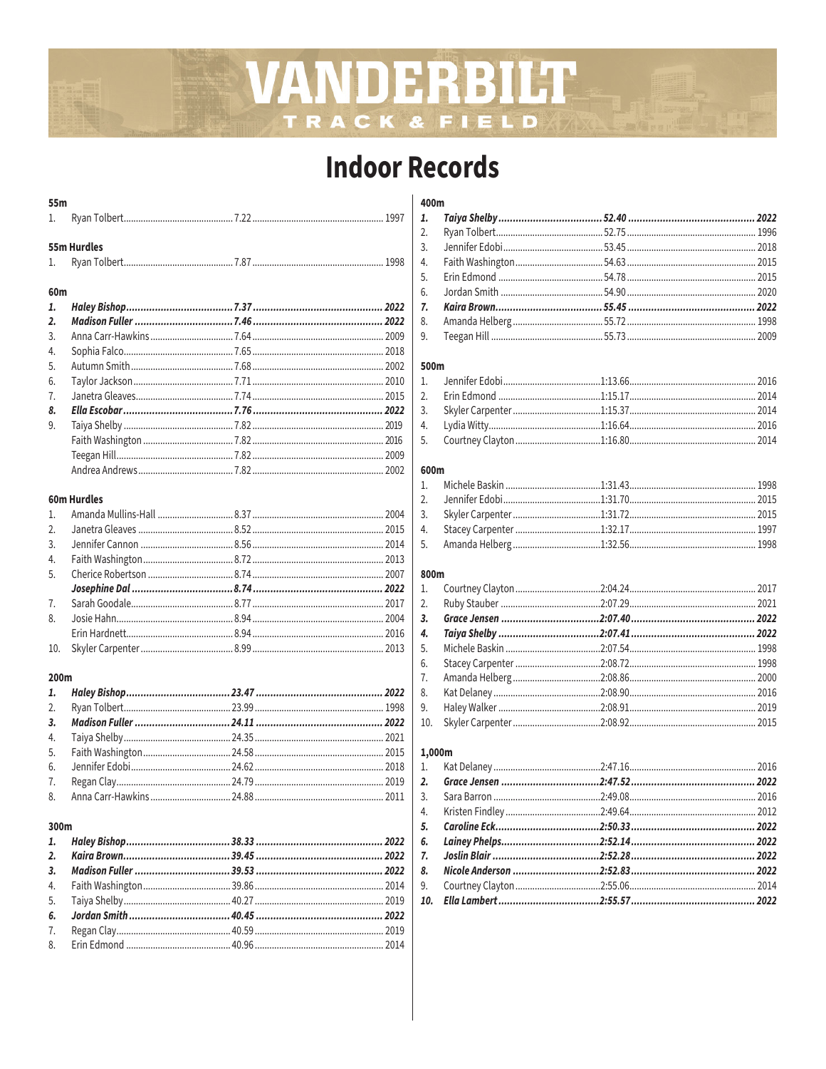# VANDERBILT TRACK & FIELD

# Indoor Records

### 55m

| | | | |
|---|---|---|---|
| 1. | Ryan Tolbert | 7.22 | 1997 |

### 55m Hurdles

| | | | |
|---|---|---|---|
| 1. | Ryan Tolbert | 7.87 | 1998 |

### 60m

| | | | |
|---|---|---|---|
| ***1.*** | ***Haley Bishop*** | ***7.37*** | ***2022*** |
| ***2.*** | ***Madison Fuller*** | ***7.46*** | ***2022*** |
| 3. | Anna Carr-Hawkins | 7.64 | 2009 |
| 4. | Sophia Falco | 7.65 | 2018 |
| 5. | Autumn Smith | 7.68 | 2002 |
| 6. | Taylor Jackson | 7.71 | 2010 |
| 7. | Janetra Gleaves | 7.74 | 2015 |
| ***8.*** | ***Ella Escobar*** | ***7.76*** | ***2022*** |
| 9. | Taiya Shelby | 7.82 | 2019 |
| | Faith Washington | 7.82 | 2016 |
| | Teegan Hill | 7.82 | 2009 |
| | Andrea Andrews | 7.82 | 2002 |

### 60m Hurdles

| | | | |
|---|---|---|---|
| 1. | Amanda Mullins-Hall | 8.37 | 2004 |
| 2. | Janetra Gleaves | 8.52 | 2015 |
| 3. | Jennifer Cannon | 8.56 | 2014 |
| 4. | Faith Washington | 8.72 | 2013 |
| 5. | Cherice Robertson | 8.74 | 2007 |
| | ***Josephine Dal*** | ***8.74*** | ***2022*** |
| 7. | Sarah Goodale | 8.77 | 2017 |
| 8. | Josie Hahn | 8.94 | 2004 |
| | Erin Hardnett | 8.94 | 2016 |
| 10. | Skyler Carpenter | 8.99 | 2013 |

### 200m

| | | | |
|---|---|---|---|
| ***1.*** | ***Haley Bishop*** | ***23.47*** | ***2022*** |
| 2. | Ryan Tolbert | 23.99 | 1998 |
| ***3.*** | ***Madison Fuller*** | ***24.11*** | ***2022*** |
| 4. | Taiya Shelby | 24.35 | 2021 |
| 5. | Faith Washington | 24.58 | 2015 |
| 6. | Jennifer Edobi | 24.62 | 2018 |
| 7. | Regan Clay | 24.79 | 2019 |
| 8. | Anna Carr-Hawkins | 24.88 | 2011 |

### 300m

| | | | |
|---|---|---|---|
| ***1.*** | ***Haley Bishop*** | ***38.33*** | ***2022*** |
| ***2.*** | ***Kaira Brown*** | ***39.45*** | ***2022*** |
| ***3.*** | ***Madison Fuller*** | ***39.53*** | ***2022*** |
| 4. | Faith Washington | 39.86 | 2014 |
| 5. | Taiya Shelby | 40.27 | 2019 |
| ***6.*** | ***Jordan Smith*** | ***40.45*** | ***2022*** |
| 7. | Regan Clay | 40.59 | 2019 |
| 8. | Erin Edmond | 40.96 | 2014 |

### 400m

| | | | |
|---|---|---|---|
| ***1.*** | ***Taiya Shelby*** | ***52.40*** | ***2022*** |
| 2. | Ryan Tolbert | 52.75 | 1996 |
| 3. | Jennifer Edobi | 53.45 | 2018 |
| 4. | Faith Washington | 54.63 | 2015 |
| 5. | Erin Edmond | 54.78 | 2015 |
| 6. | Jordan Smith | 54.90 | 2020 |
| ***7.*** | ***Kaira Brown*** | ***55.45*** | ***2022*** |
| 8. | Amanda Helberg | 55.72 | 1998 |
| 9. | Teegan Hill | 55.73 | 2009 |

### 500m

| | | | |
|---|---|---|---|
| 1. | Jennifer Edobi | 1:13.66 | 2016 |
| 2. | Erin Edmond | 1:15.17 | 2014 |
| 3. | Skyler Carpenter | 1:15.37 | 2014 |
| 4. | Lydia Witty | 1:16.64 | 2016 |
| 5. | Courtney Clayton | 1:16.80 | 2014 |

### 600m

| | | | |
|---|---|---|---|
| 1. | Michele Baskin | 1:31.43 | 1998 |
| 2. | Jennifer Edobi | 1:31.70 | 2015 |
| 3. | Skyler Carpenter | 1:31.72 | 2015 |
| 4. | Stacey Carpenter | 1:32.17 | 1997 |
| 5. | Amanda Helberg | 1:32.56 | 1998 |

### 800m

| | | | |
|---|---|---|---|
| 1. | Courtney Clayton | 2:04.24 | 2017 |
| 2. | Ruby Stauber | 2:07.29 | 2021 |
| ***3.*** | ***Grace Jensen*** | ***2:07.40*** | ***2022*** |
| ***4.*** | ***Taiya Shelby*** | ***2:07.41*** | ***2022*** |
| 5. | Michele Baskin | 2:07.54 | 1998 |
| 6. | Stacey Carpenter | 2:08.72 | 1998 |
| 7. | Amanda Helberg | 2:08.86 | 2000 |
| 8. | Kat Delaney | 2:08.90 | 2016 |
| 9. | Haley Walker | 2:08.91 | 2019 |
| 10. | Skyler Carpenter | 2:08.92 | 2015 |

### 1,000m

| | | | |
|---|---|---|---|
| 1. | Kat Delaney | 2:47.16 | 2016 |
| ***2.*** | ***Grace Jensen*** | ***2:47.52*** | ***2022*** |
| 3. | Sara Barron | 2:49.08 | 2016 |
| 4. | Kristen Findley | 2:49.64 | 2012 |
| ***5.*** | ***Caroline Eck*** | ***2:50.33*** | ***2022*** |
| ***6.*** | ***Lainey Phelps*** | ***2:52.14*** | ***2022*** |
| ***7.*** | ***Joslin Blair*** | ***2:52.28*** | ***2022*** |
| ***8.*** | ***Nicole Anderson*** | ***2:52.83*** | ***2022*** |
| 9. | Courtney Clayton | 2:55.06 | 2014 |
| ***10.*** | ***Ella Lambert*** | ***2:55.57*** | ***2022*** |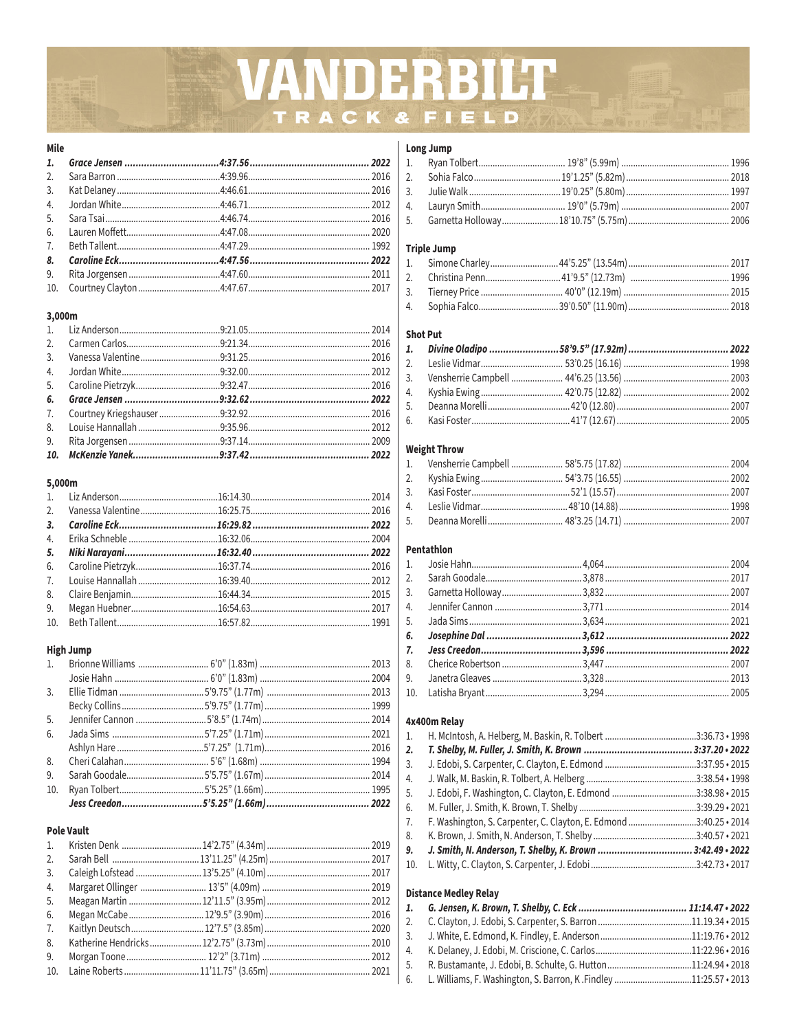# VANDERBILT TRACK & FIELD

### Mile

| Rank | Name | Time | Year |
|---|---|---|---|
| ***1.*** | ***Grace Jensen*** | ***4:37.56*** | ***2022*** |
| 2. | Sara Barron | 4:39.96 | 2016 |
| 3. | Kat Delaney | 4:46.61 | 2016 |
| 4. | Jordan White | 4:46.71 | 2012 |
| 5. | Sara Tsai | 4:46.74 | 2016 |
| 6. | Lauren Moffett | 4:47.08 | 2020 |
| 7. | Beth Tallent | 4:47.29 | 1992 |
| ***8.*** | ***Caroline Eck*** | ***4:47.56*** | ***2022*** |
| 9. | Rita Jorgensen | 4:47.60 | 2011 |
| 10. | Courtney Clayton | 4:47.67 | 2017 |

### 3,000m

| Rank | Name | Time | Year |
|---|---|---|---|
| 1. | Liz Anderson | 9:21.05 | 2014 |
| 2. | Carmen Carlos | 9:21.34 | 2016 |
| 3. | Vanessa Valentine | 9:31.25 | 2016 |
| 4. | Jordan White | 9:32.00 | 2012 |
| 5. | Caroline Pietrzyk | 9:32.47 | 2016 |
| ***6.*** | ***Grace Jensen*** | ***9:32.62*** | ***2022*** |
| 7. | Courtney Kriegshauser | 9:32.92 | 2016 |
| 8. | Louise Hannallah | 9:35.96 | 2012 |
| 9. | Rita Jorgensen | 9:37.14 | 2009 |
| ***10.*** | ***McKenzie Yanek*** | ***9:37.42*** | ***2022*** |

### 5,000m

| Rank | Name | Time | Year |
|---|---|---|---|
| 1. | Liz Anderson | 16:14.30 | 2014 |
| 2. | Vanessa Valentine | 16:25.75 | 2016 |
| ***3.*** | ***Caroline Eck*** | ***16:29.82*** | ***2022*** |
| 4. | Erika Schneble | 16:32.06 | 2004 |
| ***5.*** | ***Niki Narayani*** | ***16:32.40*** | ***2022*** |
| 6. | Caroline Pietrzyk | 16:37.74 | 2016 |
| 7. | Louise Hannallah | 16:39.40 | 2012 |
| 8. | Claire Benjamin | 16:44.34 | 2015 |
| 9. | Megan Huebner | 16:54.63 | 2017 |
| 10. | Beth Tallent | 16:57.82 | 1991 |

### High Jump

| Rank | Name | Mark | Year |
|---|---|---|---|
| 1. | Brionne Williams | 6'0" (1.83m) | 2013 |
| | Josie Hahn | 6'0" (1.83m) | 2004 |
| 3. | Ellie Tidman | 5'9.75" (1.77m) | 2013 |
| | Becky Collins | 5'9.75" (1.77m) | 1999 |
| 5. | Jennifer Cannon | 5'8.5" (1.74m) | 2014 |
| 6. | Jada Sims | 5'7.25" (1.71m) | 2021 |
| | Ashlyn Hare | 5'7.25" (1.71m) | 2016 |
| 8. | Cheri Calahan | 5'6" (1.68m) | 1994 |
| 9. | Sarah Goodale | 5'5.75" (1.67m) | 2014 |
| 10. | Ryan Tolbert | 5'5.25" (1.66m) | 1995 |
| | ***Jess Creedon*** | ***5'5.25" (1.66m)*** | ***2022*** |

### Pole Vault

| Rank | Name | Mark | Year |
|---|---|---|---|
| 1. | Kristen Denk | 14'2.75" (4.34m) | 2019 |
| 2. | Sarah Bell | 13'11.25" (4.25m) | 2017 |
| 3. | Caleigh Lofstead | 13'5.25" (4.10m) | 2017 |
| 4. | Margaret Ollinger | 13'5" (4.09m) | 2019 |
| 5. | Meagan Martin | 12'11.5" (3.95m) | 2012 |
| 6. | Megan McCabe | 12'9.5" (3.90m) | 2016 |
| 7. | Kaitlyn Deutsch | 12'7.5" (3.85m) | 2020 |
| 8. | Katherine Hendricks | 12'2.75" (3.73m) | 2010 |
| 9. | Morgan Toone | 12'2" (3.71m) | 2012 |
| 10. | Laine Roberts | 11'11.75" (3.65m) | 2021 |

### Long Jump

| Rank | Name | Mark | Year |
|---|---|---|---|
| 1. | Ryan Tolbert | 19'8" (5.99m) | 1996 |
| 2. | Sohia Falco | 19'1.25" (5.82m) | 2018 |
| 3. | Julie Walk | 19'0.25" (5.80m) | 1997 |
| 4. | Lauryn Smith | 19'0" (5.79m) | 2007 |
| 5. | Garnetta Holloway | 18'10.75" (5.75m) | 2006 |

### Triple Jump

| Rank | Name | Mark | Year |
|---|---|---|---|
| 1. | Simone Charley | 44'5.25" (13.54m) | 2017 |
| 2. | Christina Penn | 41'9.5" (12.73m) | 1996 |
| 3. | Tierney Price | 40'0" (12.19m) | 2015 |
| 4. | Sophia Falco | 39'0.50" (11.90m) | 2018 |

### Shot Put

| Rank | Name | Mark | Year |
|---|---|---|---|
| ***1.*** | ***Divine Oladipo*** | ***58'9.5" (17.92m)*** | ***2022*** |
| 2. | Leslie Vidmar | 53'0.25 (16.16) | 1998 |
| 3. | Vensherrie Campbell | 44'6.25 (13.56) | 2003 |
| 4. | Kyshia Ewing | 42'0.75 (12.82) | 2002 |
| 5. | Deanna Morelli | 42'0 (12.80) | 2007 |
| 6. | Kasi Foster | 41'7 (12.67) | 2005 |

### Weight Throw

| Rank | Name | Mark | Year |
|---|---|---|---|
| 1. | Vensherrie Campbell | 58'5.75 (17.82) | 2004 |
| 2. | Kyshia Ewing | 54'3.75 (16.55) | 2002 |
| 3. | Kasi Foster | 52'1 (15.57) | 2007 |
| 4. | Leslie Vidmar | 48'10 (14.88) | 1998 |
| 5. | Deanna Morelli | 48'3.25 (14.71) | 2007 |

### Pentathlon

| Rank | Name | Points | Year |
|---|---|---|---|
| 1. | Josie Hahn | 4,064 | 2004 |
| 2. | Sarah Goodale | 3,878 | 2017 |
| 3. | Garnetta Holloway | 3,832 | 2007 |
| 4. | Jennifer Cannon | 3,771 | 2014 |
| 5. | Jada Sims | 3,634 | 2021 |
| ***6.*** | ***Josephine Dal*** | ***3,612*** | ***2022*** |
| ***7.*** | ***Jess Creedon*** | ***3,596*** | ***2022*** |
| 8. | Cherice Robertson | 3,447 | 2007 |
| 9. | Janetra Gleaves | 3,328 | 2013 |
| 10. | Latisha Bryant | 3,294 | 2005 |

### 4x400m Relay

| Rank | Team | Time • Year |
|---|---|---|
| 1. | H. McIntosh, A. Helberg, M. Baskin, R. Tolbert | 3:36.73 • 1998 |
| ***2.*** | ***T. Shelby, M. Fuller, J. Smith, K. Brown*** | ***3:37.20 • 2022*** |
| 3. | J. Edobi, S. Carpenter, C. Clayton, E. Edmond | 3:37.95 • 2015 |
| 4. | J. Walk, M. Baskin, R. Tolbert, A. Helberg | 3:38.54 • 1998 |
| 5. | J. Edobi, F. Washington, C. Clayton, E. Edmond | 3:38.98 • 2015 |
| 6. | M. Fuller, J. Smith, K. Brown, T. Shelby | 3:39.29 • 2021 |
| 7. | F. Washington, S. Carpenter, C. Clayton, E. Edmond | 3:40.25 • 2014 |
| 8. | K. Brown, J. Smith, N. Anderson, T. Shelby | 3:40.57 • 2021 |
| ***9.*** | ***J. Smith, N. Anderson, T. Shelby, K. Brown*** | ***3:42.49 • 2022*** |
| 10. | L. Witty, C. Clayton, S. Carpenter, J. Edobi | 3:42.73 • 2017 |

### Distance Medley Relay

| Rank | Team | Time • Year |
|---|---|---|
| ***1.*** | ***G. Jensen, K. Brown, T. Shelby, C. Eck*** | ***11:14.47 • 2022*** |
| 2. | C. Clayton, J. Edobi, S. Carpenter, S. Barron | 11.19.34 • 2015 |
| 3. | J. White, E. Edmond, K. Findley, E. Anderson | 11:19.76 • 2012 |
| 4. | K. Delaney, J. Edobi, M. Criscione, C. Carlos | 11:22.96 • 2016 |
| 5. | R. Bustamante, J. Edobi, B. Schulte, G. Hutton | 11:24.94 • 2018 |
| 6. | L. Williams, F. Washington, S. Barron, K .Findley | 11:25.57 • 2013 |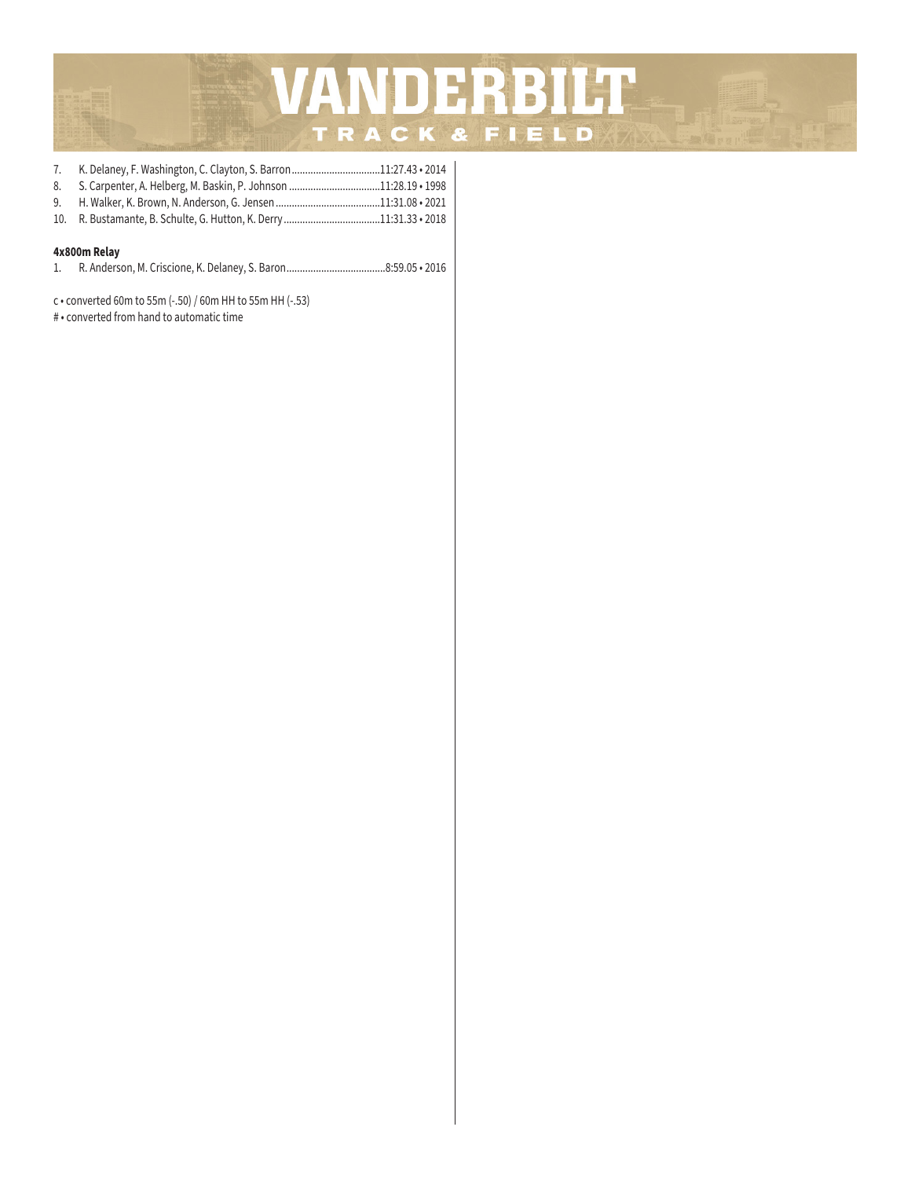7. K. Delaney, F. Washington, C. Clayton, S. Barron ................................ 11:27.43 • 2014
8. S. Carpenter, A. Helberg, M. Baskin, P. Johnson ................................ 11:28.19 • 1998
9. H. Walker, K. Brown, N. Anderson, G. Jensen ................................ 11:31.08 • 2021
10. R. Bustamante, B. Schulte, G. Hutton, K. Derry ................................ 11:31.33 • 2018

**4x800m Relay**

1. R. Anderson, M. Criscione, K. Delaney, S. Baron ................................ 8:59.05 • 2016

c • converted 60m to 55m (-.50) / 60m HH to 55m HH (-.53)

# • converted from hand to automatic time